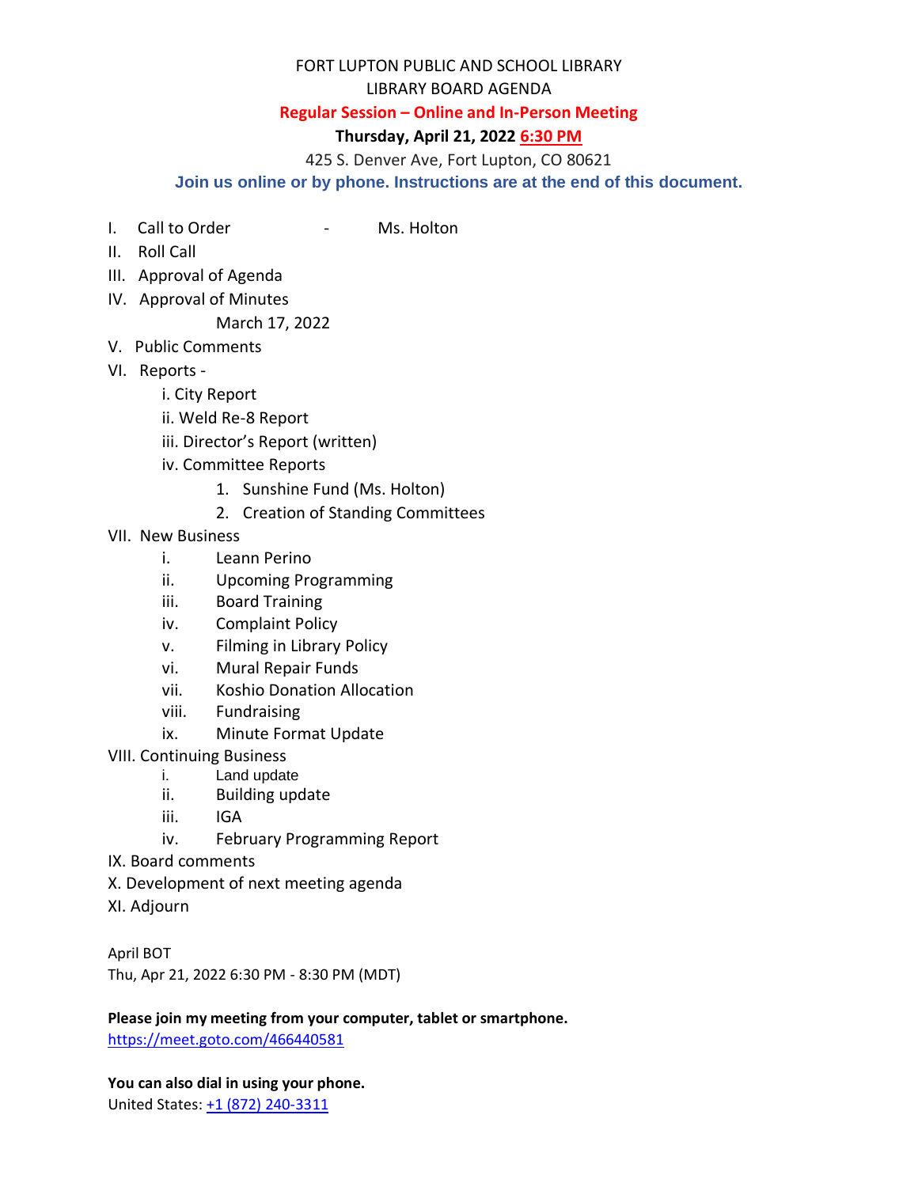FORT LUPTON PUBLIC AND SCHOOL LIBRARY

LIBRARY BOARD AGENDA

**Regular Session – Online and In-Person Meeting**

**Thursday, April 21, 2022 6:30 PM**

425 S. Denver Ave, Fort Lupton, CO 80621

**Join us online or by phone. Instructions are at the end of this document.**

- I. Call to Order - Ms. Holton
- II. Roll Call
- III. Approval of Agenda
- IV. Approval of Minutes
  - March 17, 2022
- V. Public Comments
- VI. Reports -
  - i. City Report
  - ii. Weld Re-8 Report
  - iii. Director's Report (written)
  - iv. Committee Reports
    1. Sunshine Fund (Ms. Holton)
    2. Creation of Standing Committees
- VII. New Business
  - i. Leann Perino
  - ii. Upcoming Programming
  - iii. Board Training
  - iv. Complaint Policy
  - v. Filming in Library Policy
  - vi. Mural Repair Funds
  - vii. Koshio Donation Allocation
  - viii. Fundraising
  - ix. Minute Format Update
- VIII. Continuing Business
  - i. Land update
  - ii. Building update
  - iii. IGA
  - iv. February Programming Report
- IX. Board comments
- X. Development of next meeting agenda
- XI. Adjourn

April BOT

Thu, Apr 21, 2022 6:30 PM - 8:30 PM (MDT)

**Please join my meeting from your computer, tablet or smartphone.**

https://meet.goto.com/466440581

**You can also dial in using your phone.**

United States: +1 (872) 240-3311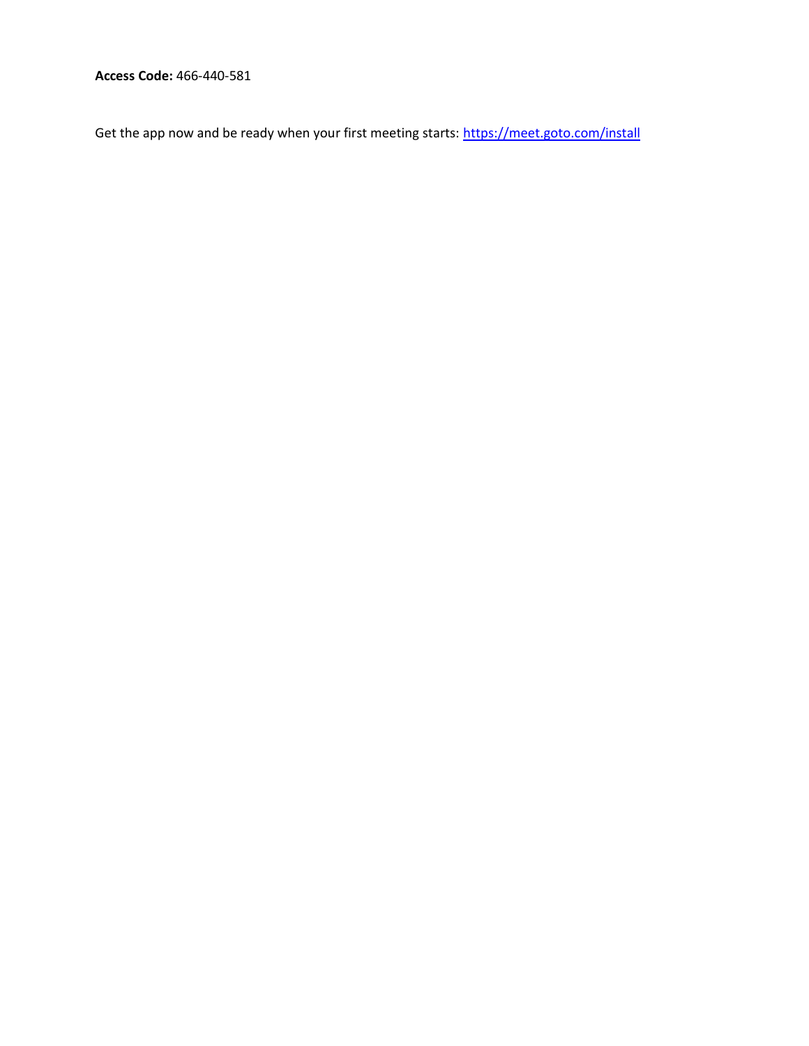**Access Code:** 466-440-581

Get the app now and be ready when your first meeting starts: [https://meet.goto.com/install](https://meet.goto.com/install)